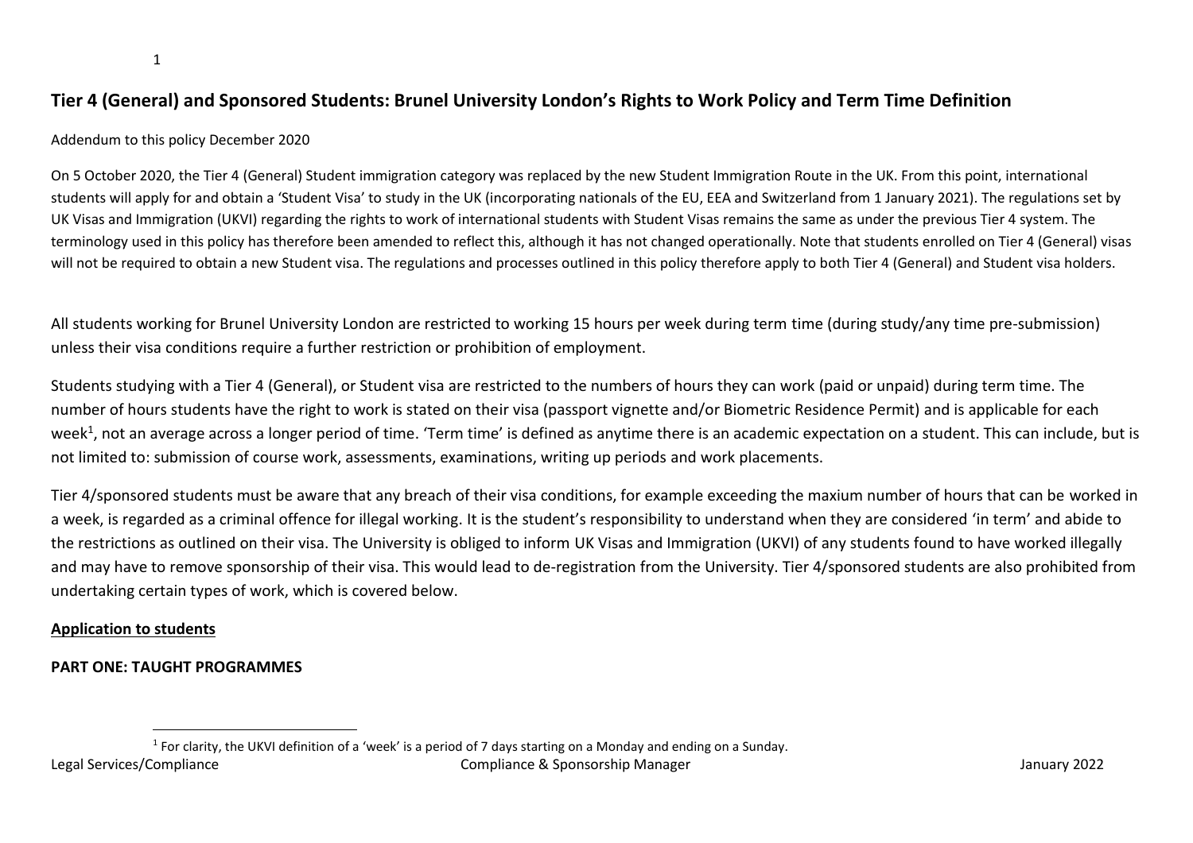# Tier 4 (General) and Sponsored Students: Brunel University London's Rights to Work Policy and Term Time Definition

Addendum to this policy December 2020

On 5 October 2020, the Tier 4 (General) Student immigration category was replaced by the new Student Immigration Route in the UK. From this point, international students will apply for and obtain a 'Student Visa' to study in the UK (incorporating nationals of the EU, EEA and Switzerland from 1 January 2021). The regulations set by UK Visas and Immigration (UKVI) regarding the rights to work of international students with Student Visas remains the same as under the previous Tier 4 system. The terminology used in this policy has therefore been amended to reflect this, although it has not changed operationally. Note that students enrolled on Tier 4 (General) visas will not be required to obtain a new Student visa. The regulations and processes outlined in this policy therefore apply to both Tier 4 (General) and Student visa holders.

All students working for Brunel University London are restricted to working 15 hours per week during term time (during study/any time pre-submission) unless their visa conditions require a further restriction or prohibition of employment.

Students studying with a Tier 4 (General), or Student visa are restricted to the numbers of hours they can work (paid or unpaid) during term time. The number of hours students have the right to work is stated on their visa (passport vignette and/or Biometric Residence Permit) and is applicable for each week[1], not an average across a longer period of time. 'Term time' is defined as anytime there is an academic expectation on a student. This can include, but is not limited to: submission of course work, assessments, examinations, writing up periods and work placements.

Tier 4/sponsored students must be aware that any breach of their visa conditions, for example exceeding the maxium number of hours that can be worked in a week, is regarded as a criminal offence for illegal working. It is the student's responsibility to understand when they are considered 'in term' and abide to the restrictions as outlined on their visa. The University is obliged to inform UK Visas and Immigration (UKVI) of any students found to have worked illegally and may have to remove sponsorship of their visa. This would lead to de-registration from the University. Tier 4/sponsored students are also prohibited from undertaking certain types of work, which is covered below.

**<u>Application to students</u>**

**PART ONE: TAUGHT PROGRAMMES**

[1] For clarity, the UKVI definition of a 'week' is a period of 7 days starting on a Monday and ending on a Sunday.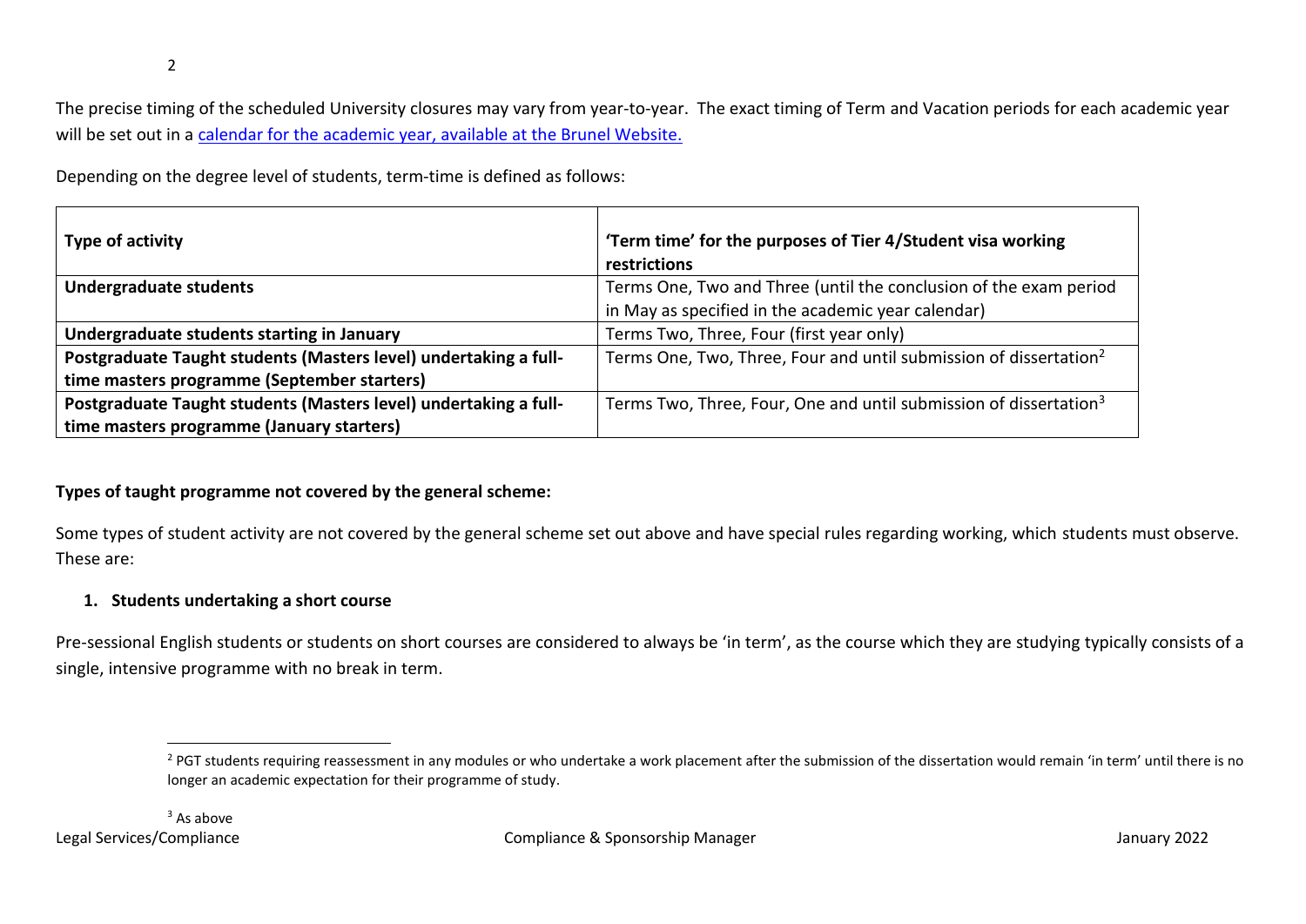The precise timing of the scheduled University closures may vary from year-to-year. The exact timing of Term and Vacation periods for each academic year will be set out in a [calendar for the academic year, available at the Brunel Website.]

Depending on the degree level of students, term-time is defined as follows:

| Type of activity | 'Term time' for the purposes of Tier 4/Student visa working restrictions |
|---|---|
| **Undergraduate students** | Terms One, Two and Three (until the conclusion of the exam period in May as specified in the academic year calendar) |
| **Undergraduate students starting in January** | Terms Two, Three, Four (first year only) |
| **Postgraduate Taught students (Masters level) undertaking a full-time masters programme (September starters)** | Terms One, Two, Three, Four and until submission of dissertation[2] |
| **Postgraduate Taught students (Masters level) undertaking a full-time masters programme (January starters)** | Terms Two, Three, Four, One and until submission of dissertation[3] |

**Types of taught programme not covered by the general scheme:**

Some types of student activity are not covered by the general scheme set out above and have special rules regarding working, which students must observe. These are:

1. **Students undertaking a short course**

Pre-sessional English students or students on short courses are considered to always be 'in term', as the course which they are studying typically consists of a single, intensive programme with no break in term.

[2] PGT students requiring reassessment in any modules or who undertake a work placement after the submission of the dissertation would remain 'in term' until there is no longer an academic expectation for their programme of study.

[3] As above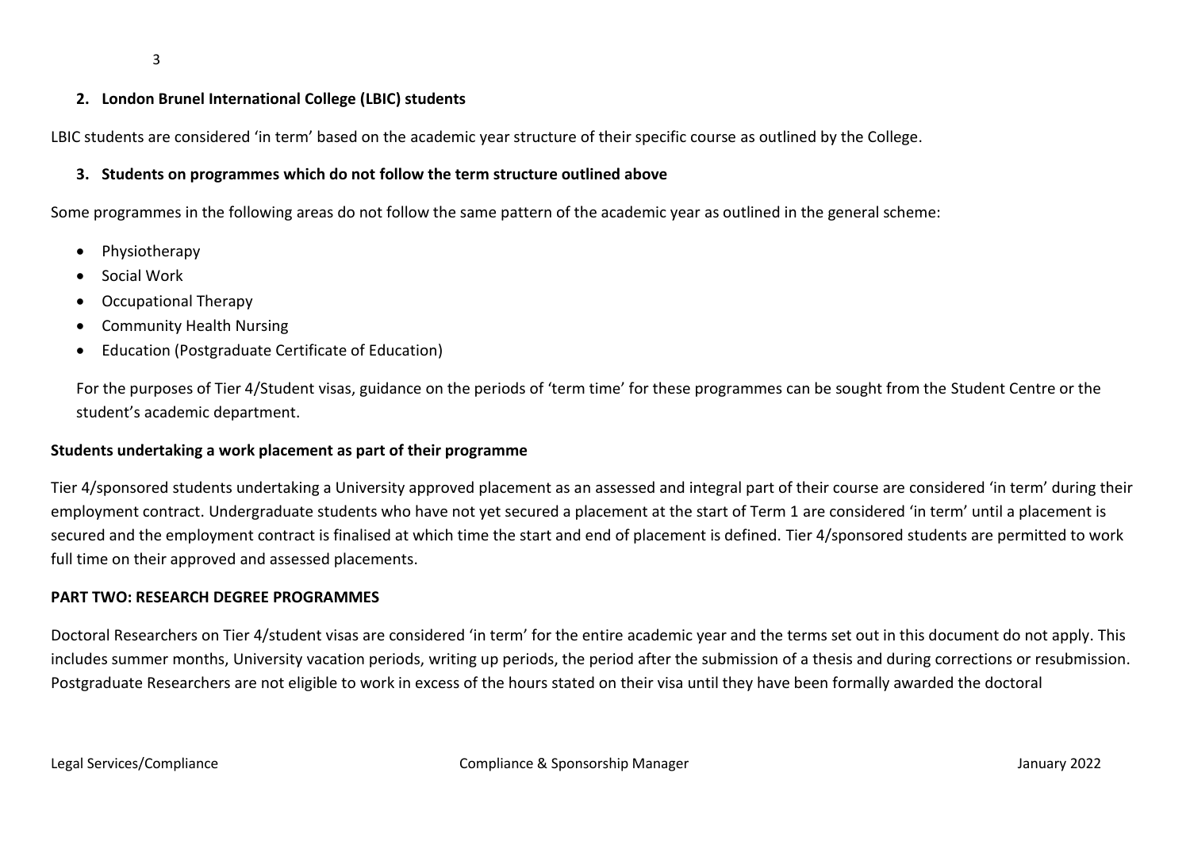## 2. London Brunel International College (LBIC) students

LBIC students are considered 'in term' based on the academic year structure of their specific course as outlined by the College.

## 3. Students on programmes which do not follow the term structure outlined above

Some programmes in the following areas do not follow the same pattern of the academic year as outlined in the general scheme:

- Physiotherapy
- Social Work
- Occupational Therapy
- Community Health Nursing
- Education (Postgraduate Certificate of Education)

For the purposes of Tier 4/Student visas, guidance on the periods of 'term time' for these programmes can be sought from the Student Centre or the student's academic department.

**Students undertaking a work placement as part of their programme**

Tier 4/sponsored students undertaking a University approved placement as an assessed and integral part of their course are considered 'in term' during their employment contract. Undergraduate students who have not yet secured a placement at the start of Term 1 are considered 'in term' until a placement is secured and the employment contract is finalised at which time the start and end of placement is defined. Tier 4/sponsored students are permitted to work full time on their approved and assessed placements.

## PART TWO: RESEARCH DEGREE PROGRAMMES

Doctoral Researchers on Tier 4/student visas are considered 'in term' for the entire academic year and the terms set out in this document do not apply. This includes summer months, University vacation periods, writing up periods, the period after the submission of a thesis and during corrections or resubmission. Postgraduate Researchers are not eligible to work in excess of the hours stated on their visa until they have been formally awarded the doctoral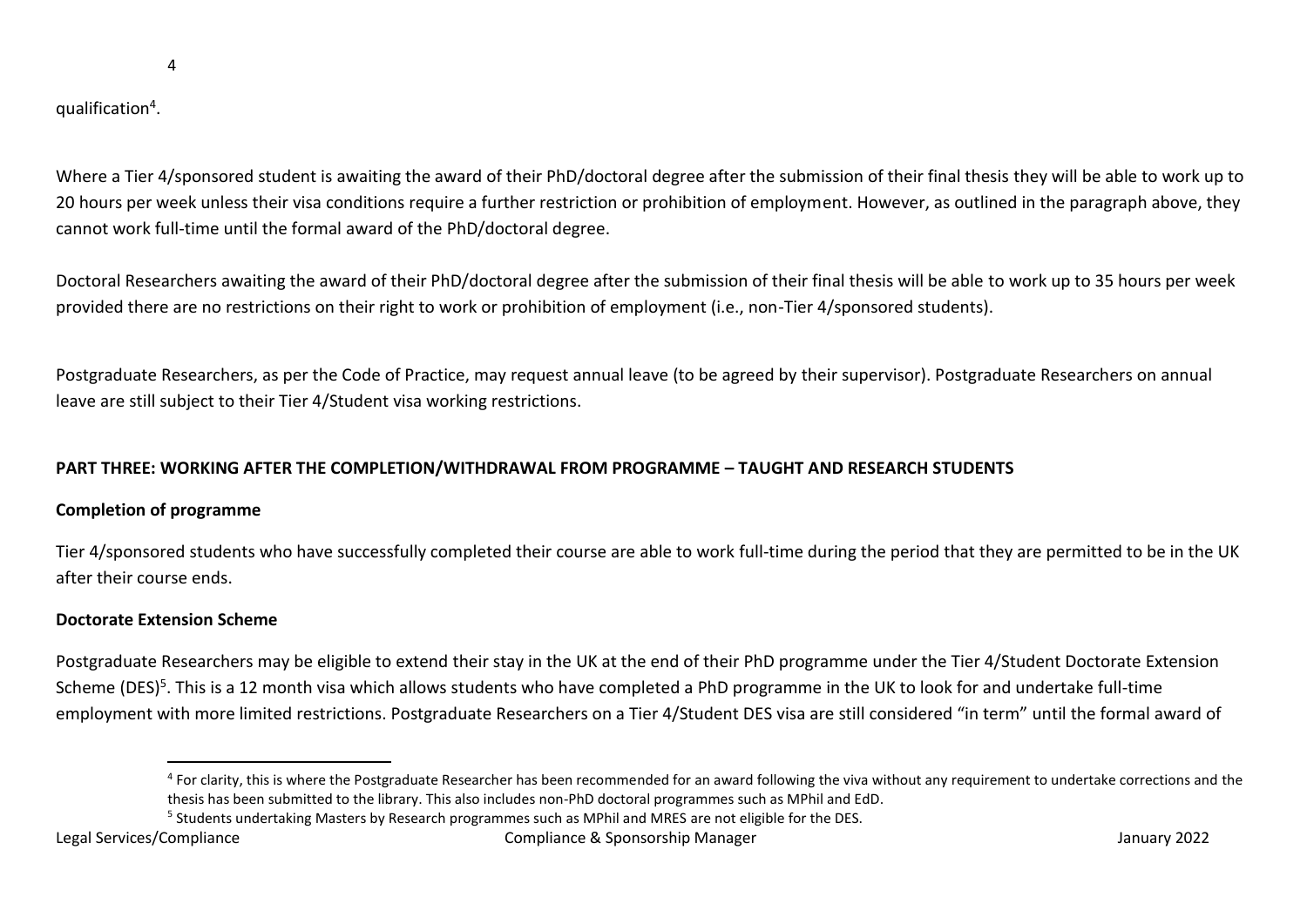qualification[4].

Where a Tier 4/sponsored student is awaiting the award of their PhD/doctoral degree after the submission of their final thesis they will be able to work up to 20 hours per week unless their visa conditions require a further restriction or prohibition of employment. However, as outlined in the paragraph above, they cannot work full-time until the formal award of the PhD/doctoral degree.

Doctoral Researchers awaiting the award of their PhD/doctoral degree after the submission of their final thesis will be able to work up to 35 hours per week provided there are no restrictions on their right to work or prohibition of employment (i.e., non-Tier 4/sponsored students).

Postgraduate Researchers, as per the Code of Practice, may request annual leave (to be agreed by their supervisor). Postgraduate Researchers on annual leave are still subject to their Tier 4/Student visa working restrictions.

## PART THREE: WORKING AFTER THE COMPLETION/WITHDRAWAL FROM PROGRAMME – TAUGHT AND RESEARCH STUDENTS

### Completion of programme

Tier 4/sponsored students who have successfully completed their course are able to work full-time during the period that they are permitted to be in the UK after their course ends.

### Doctorate Extension Scheme

Postgraduate Researchers may be eligible to extend their stay in the UK at the end of their PhD programme under the Tier 4/Student Doctorate Extension Scheme (DES)[5]. This is a 12 month visa which allows students who have completed a PhD programme in the UK to look for and undertake full-time employment with more limited restrictions. Postgraduate Researchers on a Tier 4/Student DES visa are still considered "in term" until the formal award of

[4] For clarity, this is where the Postgraduate Researcher has been recommended for an award following the viva without any requirement to undertake corrections and the thesis has been submitted to the library. This also includes non-PhD doctoral programmes such as MPhil and EdD.

[5] Students undertaking Masters by Research programmes such as MPhil and MRES are not eligible for the DES.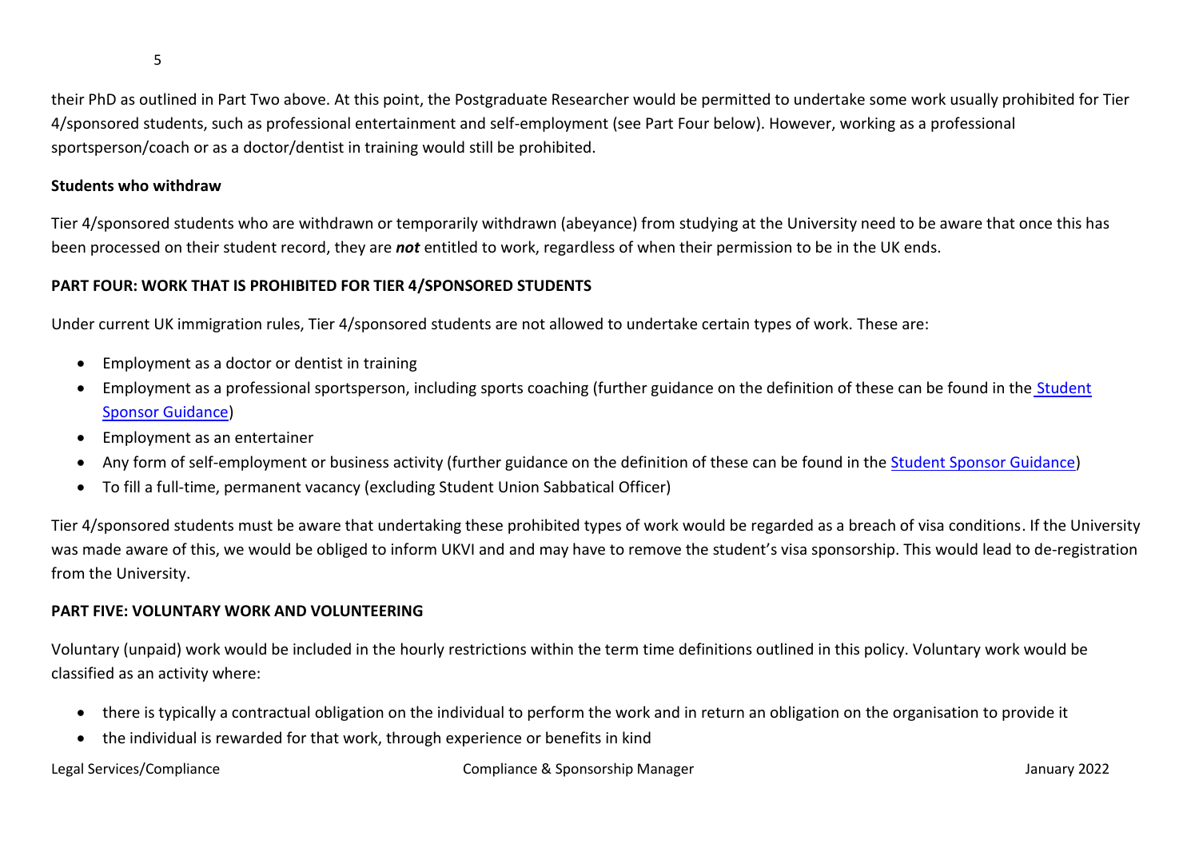their PhD as outlined in Part Two above. At this point, the Postgraduate Researcher would be permitted to undertake some work usually prohibited for Tier 4/sponsored students, such as professional entertainment and self-employment (see Part Four below). However, working as a professional sportsperson/coach or as a doctor/dentist in training would still be prohibited.

**Students who withdraw**

Tier 4/sponsored students who are withdrawn or temporarily withdrawn (abeyance) from studying at the University need to be aware that once this has been processed on their student record, they are ***not*** entitled to work, regardless of when their permission to be in the UK ends.

## PART FOUR: WORK THAT IS PROHIBITED FOR TIER 4/SPONSORED STUDENTS

Under current UK immigration rules, Tier 4/sponsored students are not allowed to undertake certain types of work. These are:

- Employment as a doctor or dentist in training
- Employment as a professional sportsperson, including sports coaching (further guidance on the definition of these can be found in the Student Sponsor Guidance)
- Employment as an entertainer
- Any form of self-employment or business activity (further guidance on the definition of these can be found in the Student Sponsor Guidance)
- To fill a full-time, permanent vacancy (excluding Student Union Sabbatical Officer)

Tier 4/sponsored students must be aware that undertaking these prohibited types of work would be regarded as a breach of visa conditions. If the University was made aware of this, we would be obliged to inform UKVI and and may have to remove the student's visa sponsorship. This would lead to de-registration from the University.

## PART FIVE: VOLUNTARY WORK AND VOLUNTEERING

Voluntary (unpaid) work would be included in the hourly restrictions within the term time definitions outlined in this policy. Voluntary work would be classified as an activity where:

- there is typically a contractual obligation on the individual to perform the work and in return an obligation on the organisation to provide it
- the individual is rewarded for that work, through experience or benefits in kind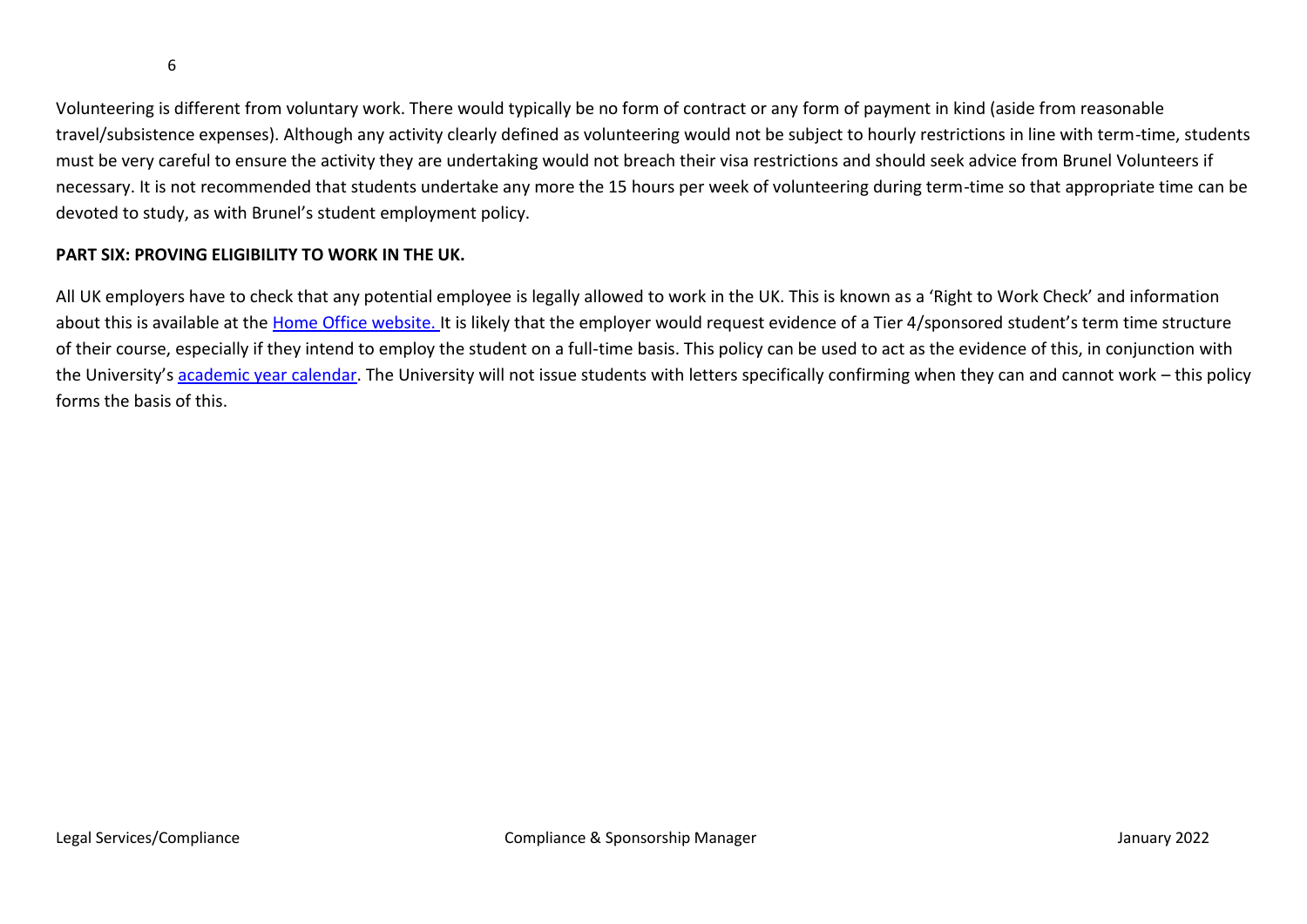Volunteering is different from voluntary work. There would typically be no form of contract or any form of payment in kind (aside from reasonable travel/subsistence expenses). Although any activity clearly defined as volunteering would not be subject to hourly restrictions in line with term-time, students must be very careful to ensure the activity they are undertaking would not breach their visa restrictions and should seek advice from Brunel Volunteers if necessary. It is not recommended that students undertake any more the 15 hours per week of volunteering during term-time so that appropriate time can be devoted to study, as with Brunel's student employment policy.

**PART SIX: PROVING ELIGIBILITY TO WORK IN THE UK.**

All UK employers have to check that any potential employee is legally allowed to work in the UK. This is known as a 'Right to Work Check' and information about this is available at the Home Office website. It is likely that the employer would request evidence of a Tier 4/sponsored student's term time structure of their course, especially if they intend to employ the student on a full-time basis. This policy can be used to act as the evidence of this, in conjunction with the University's academic year calendar. The University will not issue students with letters specifically confirming when they can and cannot work – this policy forms the basis of this.